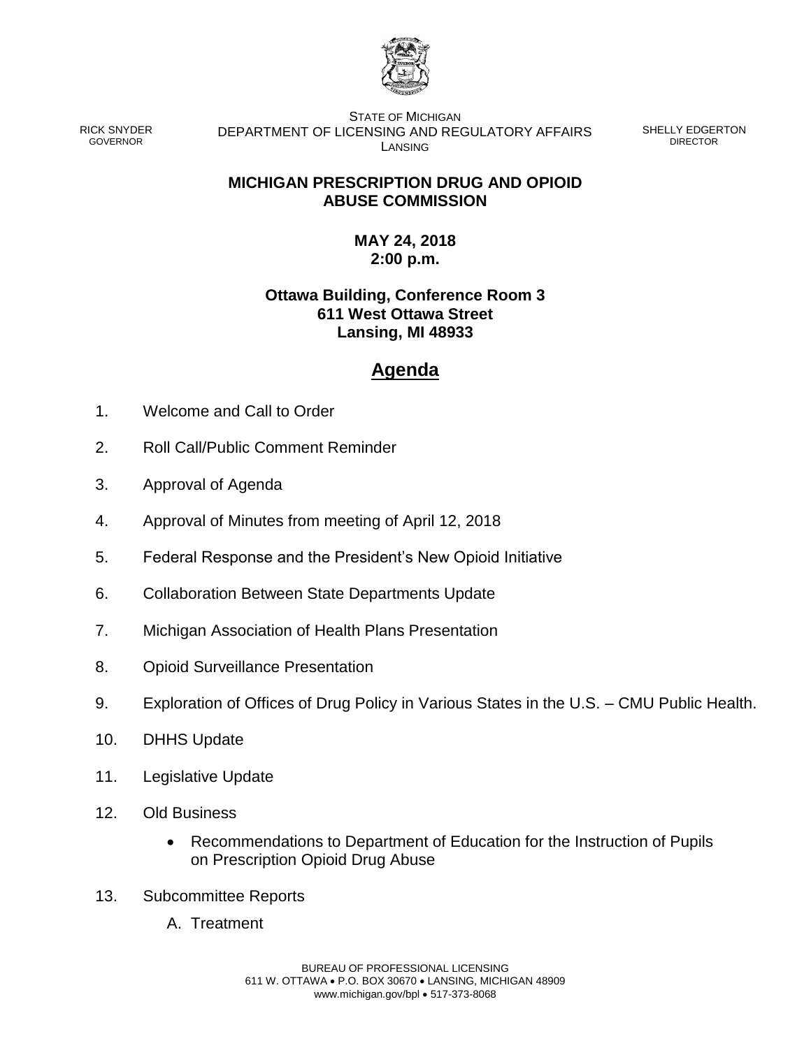RICK SNYDER
GOVERNOR

STATE OF MICHIGAN
DEPARTMENT OF LICENSING AND REGULATORY AFFAIRS
LANSING

SHELLY EDGERTON
DIRECTOR

**MICHIGAN PRESCRIPTION DRUG AND OPIOID ABUSE COMMISSION**

**MAY 24, 2018**
**2:00 p.m.**

**Ottawa Building, Conference Room 3**
**611 West Ottawa Street**
**Lansing, MI 48933**

## Agenda

1. Welcome and Call to Order
2. Roll Call/Public Comment Reminder
3. Approval of Agenda
4. Approval of Minutes from meeting of April 12, 2018
5. Federal Response and the President's New Opioid Initiative
6. Collaboration Between State Departments Update
7. Michigan Association of Health Plans Presentation
8. Opioid Surveillance Presentation
9. Exploration of Offices of Drug Policy in Various States in the U.S. – CMU Public Health.
10. DHHS Update
11. Legislative Update
12. Old Business
    - Recommendations to Department of Education for the Instruction of Pupils on Prescription Opioid Drug Abuse
13. Subcommittee Reports
    A. Treatment

BUREAU OF PROFESSIONAL LICENSING
611 W. OTTAWA • P.O. BOX 30670 • LANSING, MICHIGAN 48909
www.michigan.gov/bpl • 517-373-8068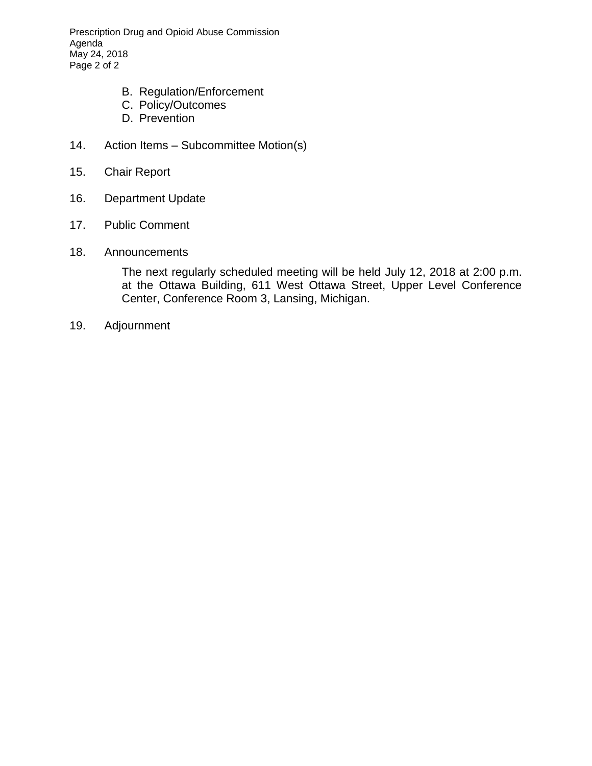B. Regulation/Enforcement
   C. Policy/Outcomes
   D. Prevention

14. Action Items – Subcommittee Motion(s)

15. Chair Report

16. Department Update

17. Public Comment

18. Announcements

    The next regularly scheduled meeting will be held July 12, 2018 at 2:00 p.m. at the Ottawa Building, 611 West Ottawa Street, Upper Level Conference Center, Conference Room 3, Lansing, Michigan.

19. Adjournment